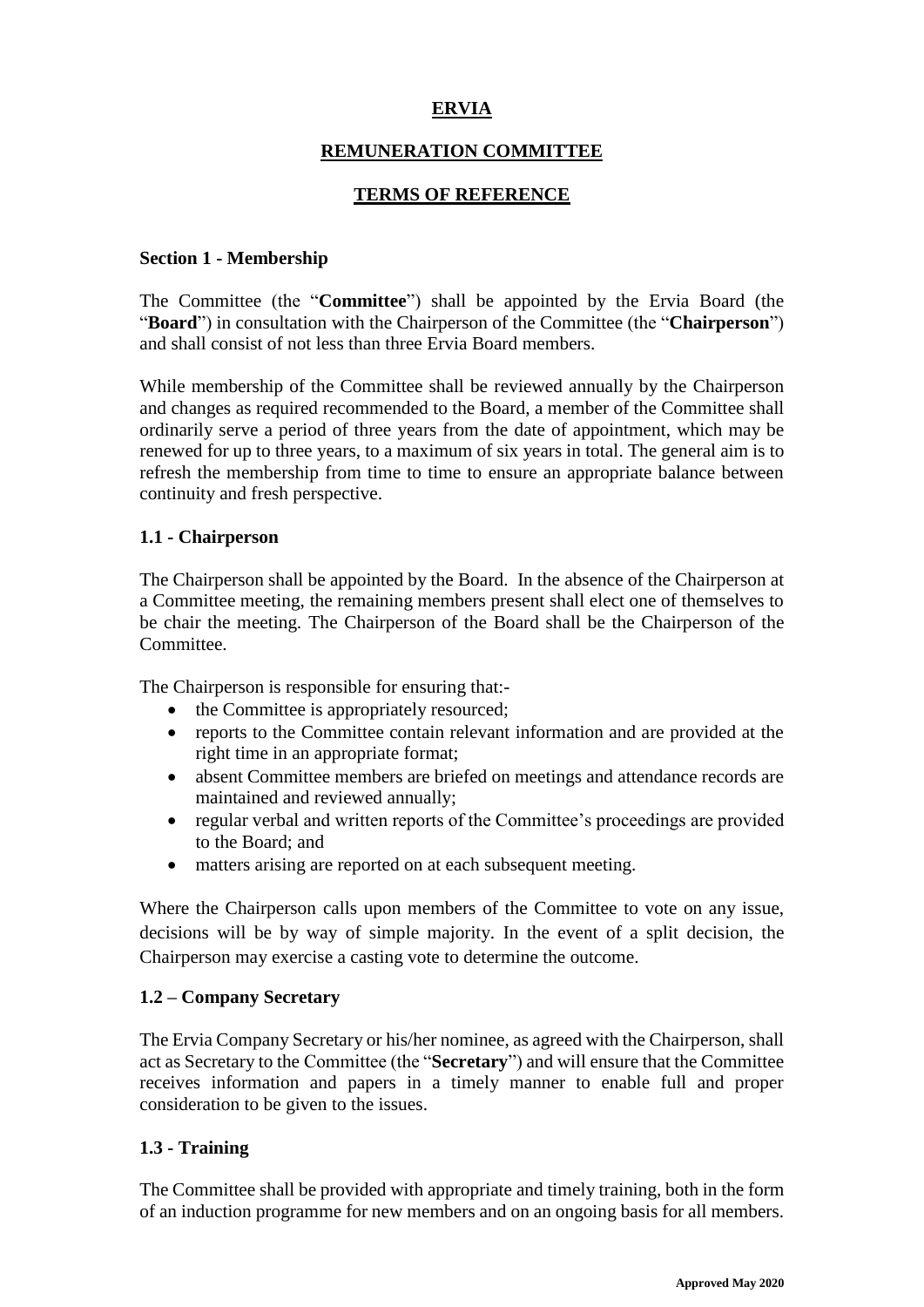# ERVIA

## REMUNERATION COMMITTEE

## TERMS OF REFERENCE

### Section 1 - Membership

The Committee (the "**Committee**") shall be appointed by the Ervia Board (the "**Board**") in consultation with the Chairperson of the Committee (the "**Chairperson**") and shall consist of not less than three Ervia Board members.

While membership of the Committee shall be reviewed annually by the Chairperson and changes as required recommended to the Board, a member of the Committee shall ordinarily serve a period of three years from the date of appointment, which may be renewed for up to three years, to a maximum of six years in total. The general aim is to refresh the membership from time to time to ensure an appropriate balance between continuity and fresh perspective.

### 1.1 - Chairperson

The Chairperson shall be appointed by the Board. In the absence of the Chairperson at a Committee meeting, the remaining members present shall elect one of themselves to be chair the meeting. The Chairperson of the Board shall be the Chairperson of the Committee.

The Chairperson is responsible for ensuring that:-

- the Committee is appropriately resourced;
- reports to the Committee contain relevant information and are provided at the right time in an appropriate format;
- absent Committee members are briefed on meetings and attendance records are maintained and reviewed annually;
- regular verbal and written reports of the Committee's proceedings are provided to the Board; and
- matters arising are reported on at each subsequent meeting.

Where the Chairperson calls upon members of the Committee to vote on any issue, decisions will be by way of simple majority. In the event of a split decision, the Chairperson may exercise a casting vote to determine the outcome.

### 1.2 – Company Secretary

The Ervia Company Secretary or his/her nominee, as agreed with the Chairperson, shall act as Secretary to the Committee (the "**Secretary**") and will ensure that the Committee receives information and papers in a timely manner to enable full and proper consideration to be given to the issues.

### 1.3 - Training

The Committee shall be provided with appropriate and timely training, both in the form of an induction programme for new members and on an ongoing basis for all members.

**Approved May 2020**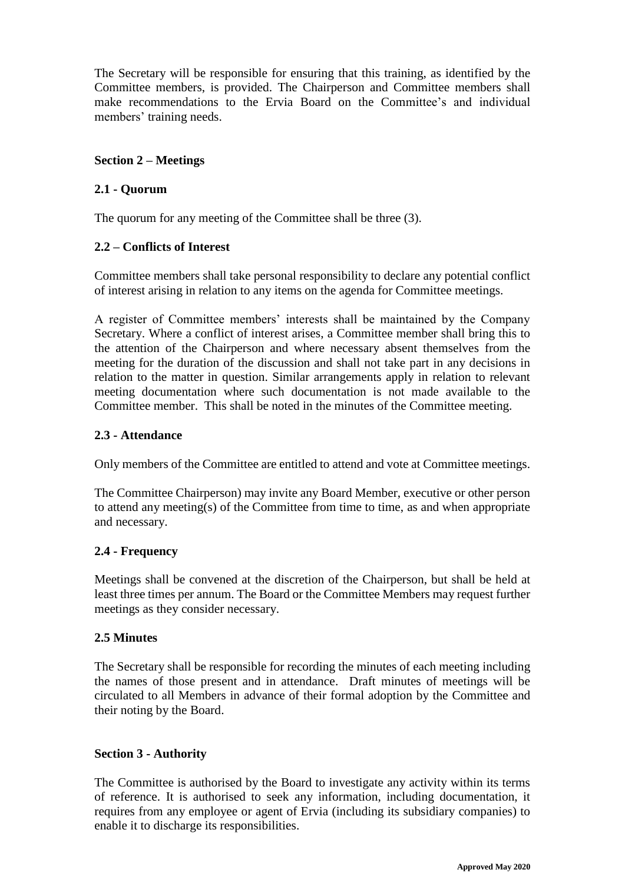The Secretary will be responsible for ensuring that this training, as identified by the Committee members, is provided. The Chairperson and Committee members shall make recommendations to the Ervia Board on the Committee's and individual members' training needs.

## Section 2 – Meetings

### 2.1 - Quorum

The quorum for any meeting of the Committee shall be three (3).

### 2.2 – Conflicts of Interest

Committee members shall take personal responsibility to declare any potential conflict of interest arising in relation to any items on the agenda for Committee meetings.

A register of Committee members' interests shall be maintained by the Company Secretary. Where a conflict of interest arises, a Committee member shall bring this to the attention of the Chairperson and where necessary absent themselves from the meeting for the duration of the discussion and shall not take part in any decisions in relation to the matter in question. Similar arrangements apply in relation to relevant meeting documentation where such documentation is not made available to the Committee member. This shall be noted in the minutes of the Committee meeting.

### 2.3 - Attendance

Only members of the Committee are entitled to attend and vote at Committee meetings.

The Committee Chairperson) may invite any Board Member, executive or other person to attend any meeting(s) of the Committee from time to time, as and when appropriate and necessary.

### 2.4 - Frequency

Meetings shall be convened at the discretion of the Chairperson, but shall be held at least three times per annum. The Board or the Committee Members may request further meetings as they consider necessary.

### 2.5 Minutes

The Secretary shall be responsible for recording the minutes of each meeting including the names of those present and in attendance. Draft minutes of meetings will be circulated to all Members in advance of their formal adoption by the Committee and their noting by the Board.

## Section 3 - Authority

The Committee is authorised by the Board to investigate any activity within its terms of reference. It is authorised to seek any information, including documentation, it requires from any employee or agent of Ervia (including its subsidiary companies) to enable it to discharge its responsibilities.

**Approved May 2020**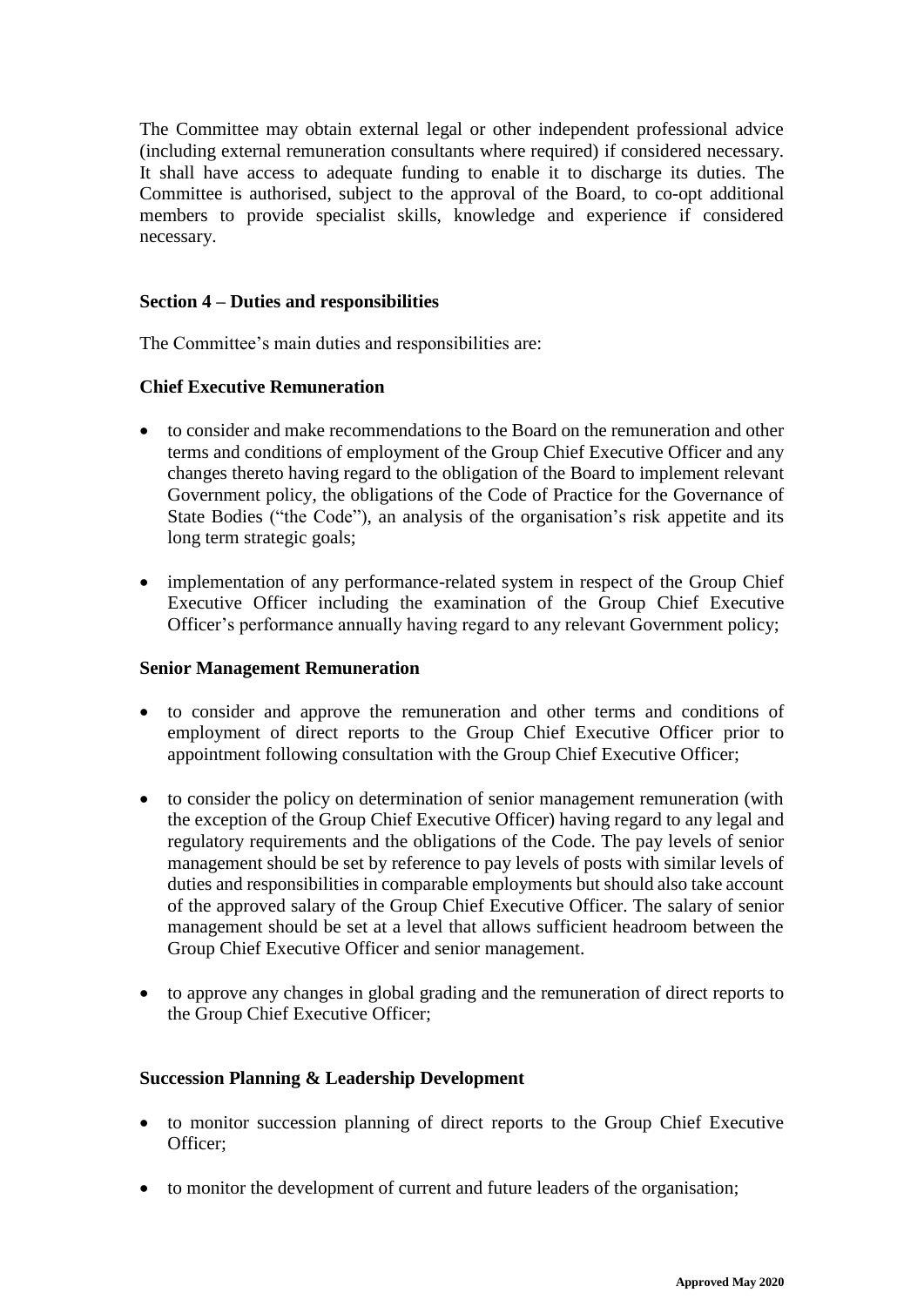The Committee may obtain external legal or other independent professional advice (including external remuneration consultants where required) if considered necessary. It shall have access to adequate funding to enable it to discharge its duties. The Committee is authorised, subject to the approval of the Board, to co-opt additional members to provide specialist skills, knowledge and experience if considered necessary.

**Section 4 – Duties and responsibilities**

The Committee's main duties and responsibilities are:

**Chief Executive Remuneration**

- to consider and make recommendations to the Board on the remuneration and other terms and conditions of employment of the Group Chief Executive Officer and any changes thereto having regard to the obligation of the Board to implement relevant Government policy, the obligations of the Code of Practice for the Governance of State Bodies ("the Code"), an analysis of the organisation's risk appetite and its long term strategic goals;

- implementation of any performance-related system in respect of the Group Chief Executive Officer including the examination of the Group Chief Executive Officer's performance annually having regard to any relevant Government policy;

**Senior Management Remuneration**

- to consider and approve the remuneration and other terms and conditions of employment of direct reports to the Group Chief Executive Officer prior to appointment following consultation with the Group Chief Executive Officer;

- to consider the policy on determination of senior management remuneration (with the exception of the Group Chief Executive Officer) having regard to any legal and regulatory requirements and the obligations of the Code. The pay levels of senior management should be set by reference to pay levels of posts with similar levels of duties and responsibilities in comparable employments but should also take account of the approved salary of the Group Chief Executive Officer. The salary of senior management should be set at a level that allows sufficient headroom between the Group Chief Executive Officer and senior management.

- to approve any changes in global grading and the remuneration of direct reports to the Group Chief Executive Officer;

**Succession Planning & Leadership Development**

- to monitor succession planning of direct reports to the Group Chief Executive Officer;

- to monitor the development of current and future leaders of the organisation;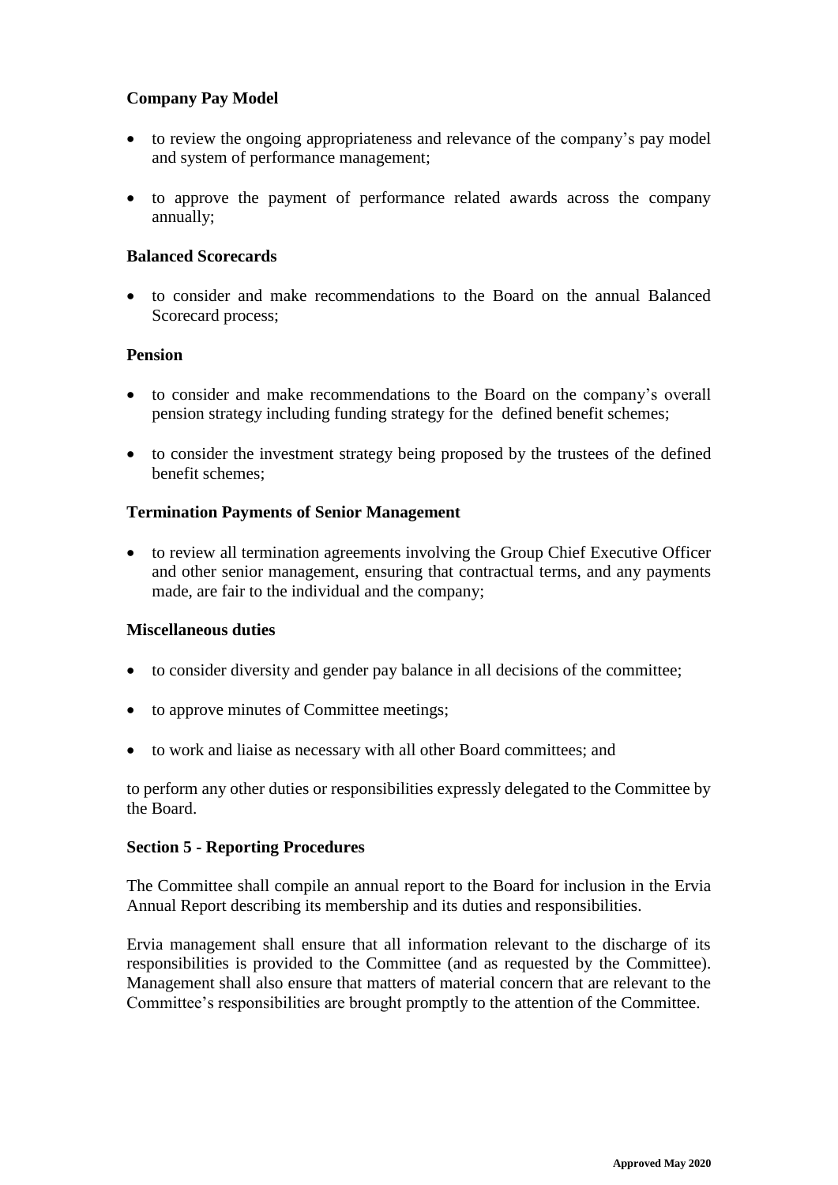**Company Pay Model**

- to review the ongoing appropriateness and relevance of the company's pay model and system of performance management;
- to approve the payment of performance related awards across the company annually;

**Balanced Scorecards**

- to consider and make recommendations to the Board on the annual Balanced Scorecard process;

**Pension**

- to consider and make recommendations to the Board on the company's overall pension strategy including funding strategy for the defined benefit schemes;
- to consider the investment strategy being proposed by the trustees of the defined benefit schemes;

**Termination Payments of Senior Management**

- to review all termination agreements involving the Group Chief Executive Officer and other senior management, ensuring that contractual terms, and any payments made, are fair to the individual and the company;

**Miscellaneous duties**

- to consider diversity and gender pay balance in all decisions of the committee;
- to approve minutes of Committee meetings;
- to work and liaise as necessary with all other Board committees; and

to perform any other duties or responsibilities expressly delegated to the Committee by the Board.

**Section 5 - Reporting Procedures**

The Committee shall compile an annual report to the Board for inclusion in the Ervia Annual Report describing its membership and its duties and responsibilities.

Ervia management shall ensure that all information relevant to the discharge of its responsibilities is provided to the Committee (and as requested by the Committee). Management shall also ensure that matters of material concern that are relevant to the Committee's responsibilities are brought promptly to the attention of the Committee.

**Approved May 2020**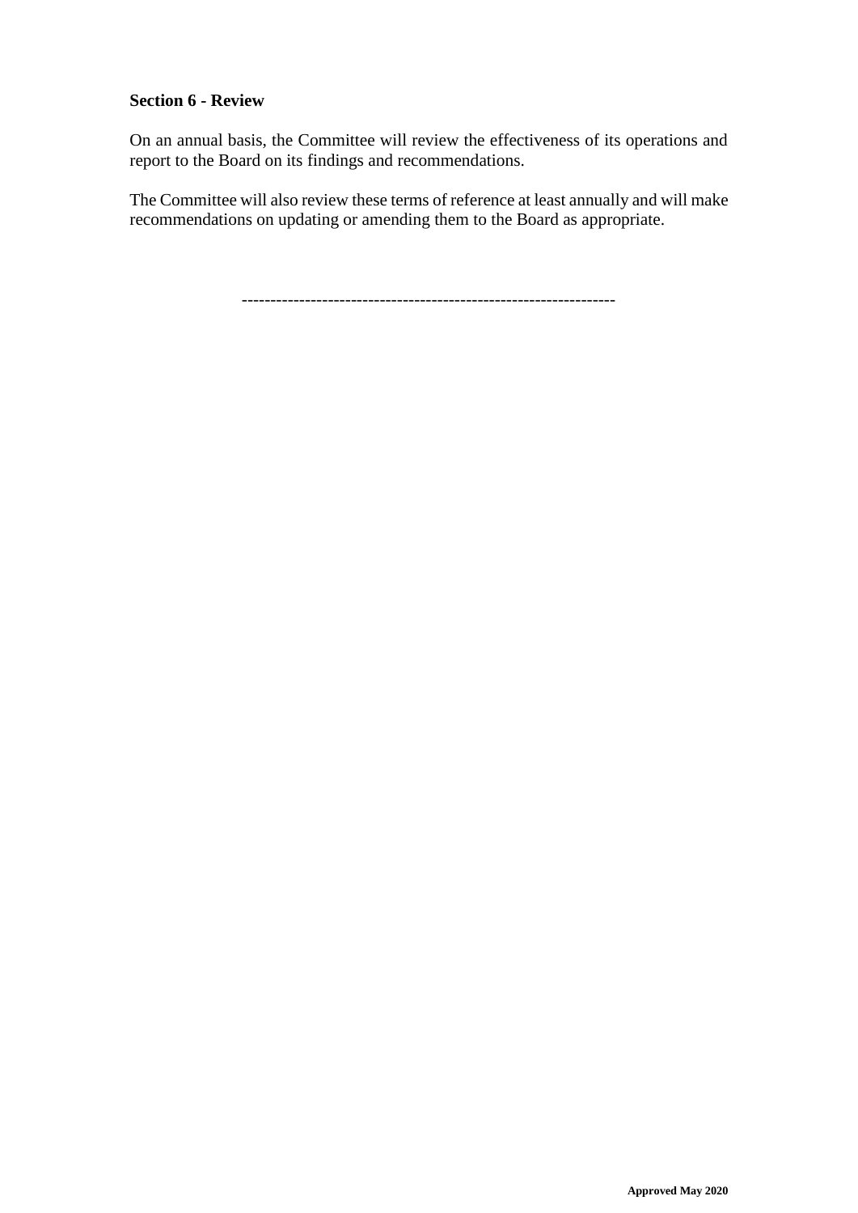**Section 6 - Review**

On an annual basis, the Committee will review the effectiveness of its operations and report to the Board on its findings and recommendations.

The Committee will also review these terms of reference at least annually and will make recommendations on updating or amending them to the Board as appropriate.

---------------------------------------------------------------

**Approved May 2020**